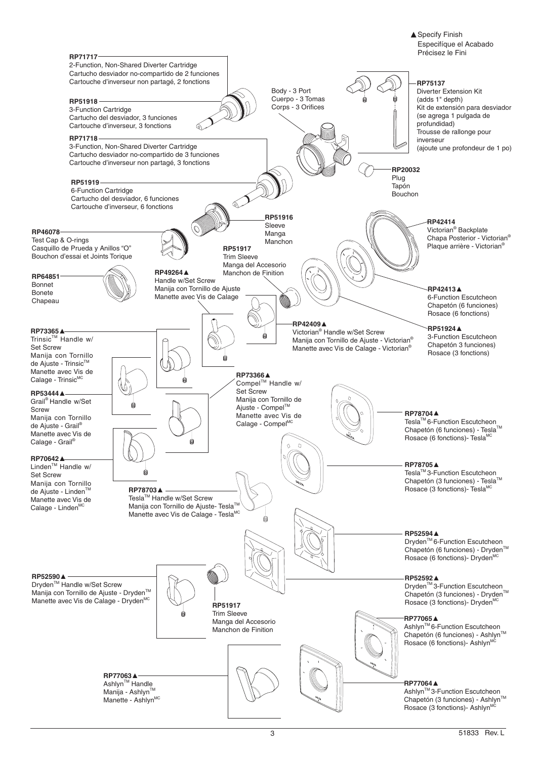▲Specify Finish
Especifíque el Acabado
Précisez le Fini

**RP71717**
2-Function, Non-Shared Diverter Cartridge
Cartucho desviador no-compartido de 2 funciones
Cartouche d'inverseur non partagé, 2 fonctions

**RP51918**
3-Function Cartridge
Cartucho del desviador, 3 funciones
Cartouche d'inverseur, 3 fonctions

**RP71718**
3-Function, Non-Shared Diverter Cartridge
Cartucho desviador no-compartido de 3 funciones
Cartouche d'inverseur non partagé, 3 fonctions

**RP51919**
6-Function Cartridge
Cartucho del desviador, 6 funciones
Cartouche d'inverseur, 6 fonctions

Body - 3 Port
Cuerpo - 3 Tomas
Corps - 3 Orifices

**RP75137**
Diverter Extension Kit
(adds 1" depth)
Kit de extensión para desviador
(se agrega 1 pulgada de profundidad)
Trousse de rallonge pour inverseur
(ajoute une profondeur de 1 po)

**RP20032**
Plug
Tapón
Bouchon

**RP51916**
Sleeve
Manga
Manchon

**RP46078**
Test Cap & O-rings
Casquillo de Prueda y Anillos "O"
Bouchon d'essai et Joints Torique

**RP51917**
Trim Sleeve
Manga del Accesorio
Manchon de Finition

**RP64851**
Bonnet
Bonete
Chapeau

**RP49264▲**
Handle w/Set Screw
Manija con Tornillo de Ajuste
Manette avec Vis de Calage

**RP42414**
Victorian® Backplate
Chapa Posterior - Victorian®
Plaque arrière - Victorian®

**RP42413▲**
6-Function Escutcheon
Chapetón (6 funciones)
Rosace (6 fonctions)

**RP42409▲**
Victorian® Handle w/Set Screw
Manija con Tornillo de Ajuste - Victorian®
Manette avec Vis de Calage - Victorian®

**RP51924▲**
3-Function Escutcheon
Chapetón 3 funciones)
Rosace (3 fonctions)

**RP73365▲**
Trinsic™ Handle w/ Set Screw
Manija con Tornillo de Ajuste - Trinsic™
Manette avec Vis de Calage - Trinsic^MC

**RP73366▲**
Compel™ Handle w/ Set Screw
Manija con Tornillo de Ajuste - Compel™
Manette avec Vis de Calage - Compel^MC

**RP53444▲**
Grail® Handle w/Set Screw
Manija con Tornillo de Ajuste - Grail®
Manette avec Vis de Calage - Grail®

**RP78704▲**
Tesla™ 6-Function Escutcheon
Chapetón (6 funciones) - Tesla™
Rosace (6 fonctions)- Tesla^MC

**RP70642▲**
Linden™ Handle w/ Set Screw
Manija con Tornillo de Ajuste - Linden™
Manette avec Vis de Calage - Linden^MC

**RP78703▲**
Tesla™ Handle w/Set Screw
Manija con Tornillo de Ajuste- Tesla™
Manette avec Vis de Calage - Tesla^MC

**RP78705▲**
Tesla™ 3-Function Escutcheon
Chapetón (3 funciones) - Tesla™
Rosace (3 fonctions)- Tesla^MC

**RP52594▲**
Dryden™ 6-Function Escutcheon
Chapetón (6 funciones) - Dryden™
Rosace (6 fonctions)- Dryden^MC

**RP52590▲**
Dryden™ Handle w/Set Screw
Manija con Tornillo de Ajuste - Dryden™
Manette avec Vis de Calage - Dryden^MC

**RP52592▲**
Dryden™ 3-Function Escutcheon
Chapetón (3 funciones) - Dryden™
Rosace (3 fonctions)- Dryden^MC

**RP51917**
Trim Sleeve
Manga del Accesorio
Manchon de Finition

**RP77065▲**
Ashlyn™ 6-Function Escutcheon
Chapetón (6 funciones) - Ashlyn™
Rosace (6 fonctions)- Ashlyn^MC

**RP77063▲**
Ashlyn™ Handle
Manija - Ashlyn™
Manette - Ashlyn^MC

**RP77064▲**
Ashlyn™ 3-Function Escutcheon
Chapetón (3 funciones) - Ashlyn™
Rosace (3 fonctions)- Ashlyn^MC

51833 Rev. L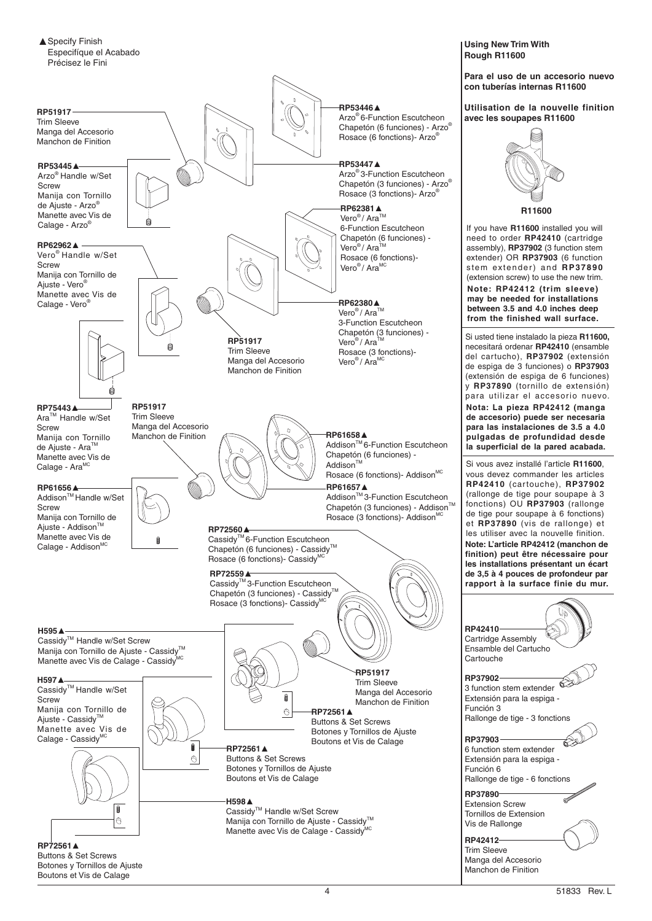▲Specify Finish
Especifíque el Acabado
Précisez le Fini

**RP51917**
Trim Sleeve
Manga del Accesorio
Manchon de Finition

**RP53446▲**
Arzo® 6-Function Escutcheon
Chapetón (6 funciones) - Arzo®
Rosace (6 fonctions)- Arzo®

**RP53445▲**
Arzo® Handle w/Set Screw
Manija con Tornillo de Ajuste - Arzo®
Manette avec Vis de Calage - Arzo®

**RP53447▲**
Arzo® 3-Function Escutcheon
Chapetón (3 funciones) - Arzo®
Rosace (3 fonctions)- Arzo®

**RP62381▲**
Vero® / Ara™
6-Function Escutcheon
Chapetón (6 funciones) - Vero® / Ara™
Rosace (6 fonctions)- Vero® / Ara^MC

**RP62962▲**
Vero® Handle w/Set Screw
Manija con Tornillo de Ajuste - Vero®
Manette avec Vis de Calage - Vero®

**RP62380▲**
Vero® / Ara™
3-Function Escutcheon
Chapetón (3 funciones) - Vero® / Ara™
Rosace (3 fonctions)- Vero® / Ara^MC

**RP51917**
Trim Sleeve
Manga del Accesorio
Manchon de Finition

**RP75443▲**
Ara™ Handle w/Set Screw
Manija con Tornillo de Ajuste - Ara™
Manette avec Vis de Calage - Ara^MC

**RP51917**
Trim Sleeve
Manga del Accesorio
Manchon de Finition

**RP61658▲**
Addison™ 6-Function Escutcheon
Chapetón (6 funciones) - Addison™
Rosace (6 fonctions)- Addison^MC

**RP61656▲**
Addison™ Handle w/Set Screw
Manija con Tornillo de Ajuste - Addison™
Manette avec Vis de Calage - Addison^MC

**RP61657▲**
Addison™ 3-Function Escutcheon
Chapetón (3 funciones) - Addison™
Rosace (3 fonctions)- Addison^MC

**RP72560▲**
Cassidy™ 6-Function Escutcheon
Chapetón (6 funciones) - Cassidy™
Rosace (6 fonctions)- Cassidy^MC

**RP72559▲**
Cassidy™ 3-Function Escutcheon
Chapetón (3 funciones) - Cassidy™
Rosace (3 fonctions)- Cassidy^MC

**H595▲**
Cassidy™ Handle w/Set Screw
Manija con Tornillo de Ajuste - Cassidy™
Manette avec Vis de Calage - Cassidy^MC

**RP51917**
Trim Sleeve
Manga del Accesorio
Manchon de Finition

**H597▲**
Cassidy™ Handle w/Set Screw
Manija con Tornillo de Ajuste - Cassidy™
Manette avec Vis de Calage - Cassidy^MC

**RP72561▲**
Buttons & Set Screws
Botones y Tornillos de Ajuste
Boutons et Vis de Calage

**RP72561▲**
Buttons & Set Screws
Botones y Tornillos de Ajuste
Boutons et Vis de Calage

**H598▲**
Cassidy™ Handle w/Set Screw
Manija con Tornillo de Ajuste - Cassidy™
Manette avec Vis de Calage - Cassidy^MC

**RP72561▲**
Buttons & Set Screws
Botones y Tornillos de Ajuste
Boutons et Vis de Calage

**Using New Trim With Rough R11600**

**Para el uso de un accesorio nuevo con tuberías internas R11600**

**Utilisation de la nouvelle finition avec les soupapes R11600**

**R11600**

If you have **R11600** installed you will need to order **RP42410** (cartridge assembly), **RP37902** (3 function stem extender) OR **RP37903** (6 function stem extender) and **RP37890** (extension screw) to use the new trim.
**Note: RP42412 (trim sleeve) may be needed for installations between 3.5 and 4.0 inches deep from the finished wall surface.**

Si usted tiene instalado la pieza **R11600,** necesitará ordenar **RP42410** (ensamble del cartucho), **RP37902** (extensión de espiga de 3 funciones) o **RP37903** (extensión de espiga de 6 funciones) y **RP37890** (tornillo de extensión) para utilizar el accesorio nuevo.
**Nota: La pieza RP42412 (manga de accesorio) puede ser necesaria para las instalaciones de 3.5 a 4.0 pulgadas de profundidad desde la superficial de la pared acabada.**

Si vous avez installé l'article **R11600**, vous devez commander les articles **RP42410** (cartouche), **RP37902** (rallonge de tige pour soupape à 3 fonctions) OU **RP37903** (rallonge de tige pour soupape à 6 fonctions) et **RP37890** (vis de rallonge) et les utiliser avec la nouvelle finition.
**Note: L'article RP42412 (manchon de finition) peut être nécessaire pour les installations présentant un écart de 3,5 à 4 pouces de profondeur par rapport à la surface finie du mur.**

**RP42410**
Cartridge Assembly
Ensamble del Cartucho
Cartouche

**RP37902**
3 function stem extender
Extensión para la espiga - Función 3
Rallonge de tige - 3 fonctions

**RP37903**
6 function stem extender
Extensión para la espiga - Función 6
Rallonge de tige - 6 fonctions

**RP37890**
Extension Screw
Tornillos de Extension
Vis de Rallonge

**RP42412**
Trim Sleeve
Manga del Accesorio
Manchon de Finition

51833 Rev. L